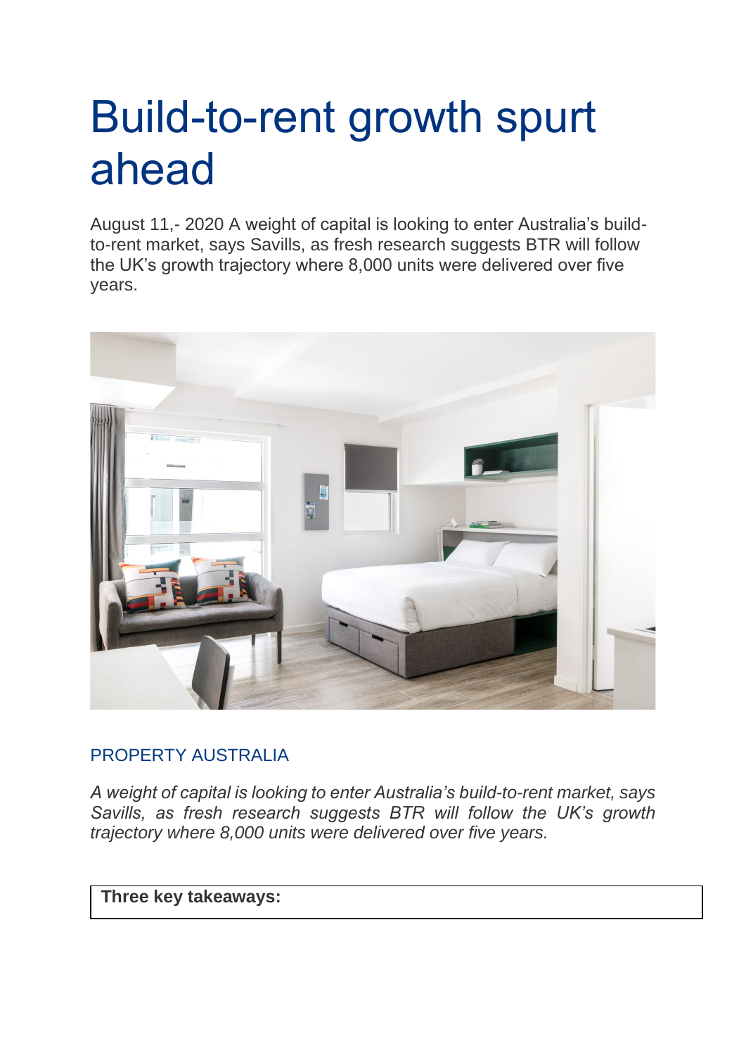# Build-to-rent growth spurt ahead

August 11,- 2020 A weight of capital is looking to enter Australia's build-to-rent market, says Savills, as fresh research suggests BTR will follow the UK's growth trajectory where 8,000 units were delivered over five years.

PROPERTY AUSTRALIA

*A weight of capital is looking to enter Australia's build-to-rent market, says Savills, as fresh research suggests BTR will follow the UK's growth trajectory where 8,000 units were delivered over five years.*

**Three key takeaways:**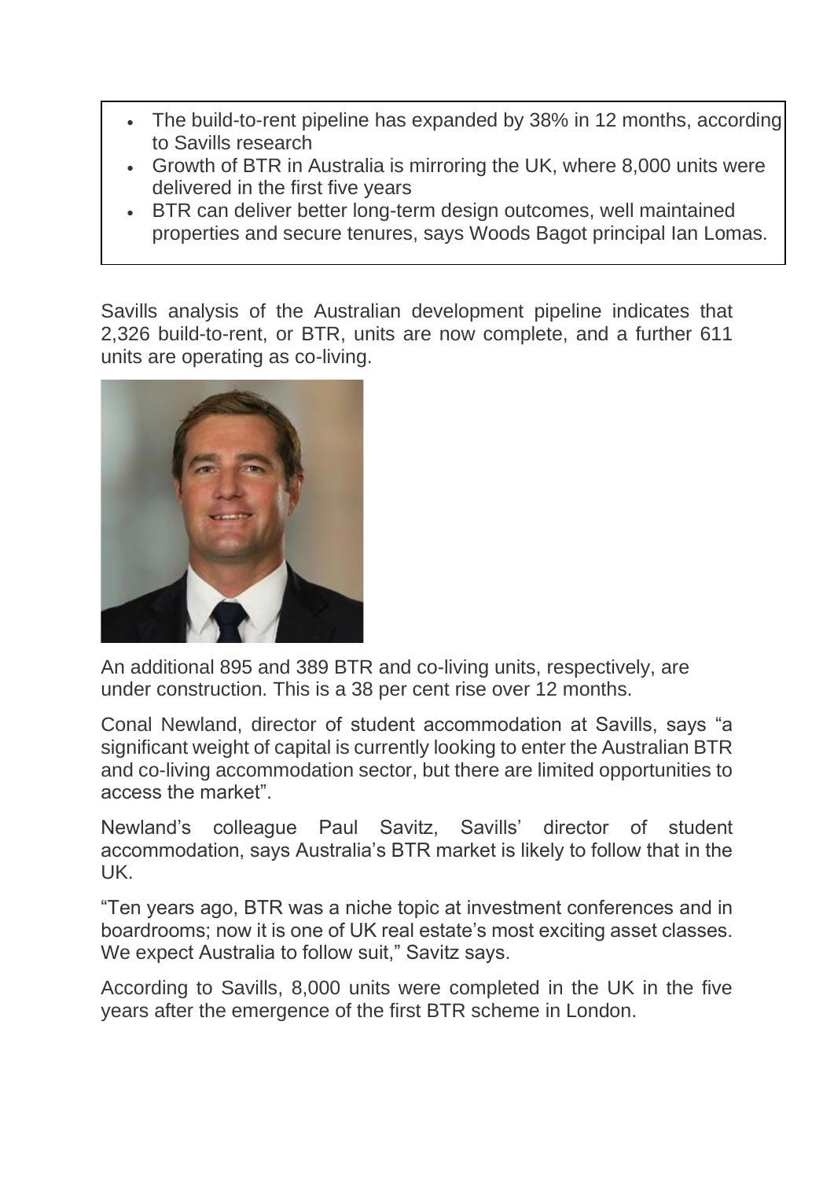- The build-to-rent pipeline has expanded by 38% in 12 months, according to Savills research
- Growth of BTR in Australia is mirroring the UK, where 8,000 units were delivered in the first five years
- BTR can deliver better long-term design outcomes, well maintained properties and secure tenures, says Woods Bagot principal Ian Lomas.

Savills analysis of the Australian development pipeline indicates that 2,326 build-to-rent, or BTR, units are now complete, and a further 611 units are operating as co-living.

An additional 895 and 389 BTR and co-living units, respectively, are under construction. This is a 38 per cent rise over 12 months.

Conal Newland, director of student accommodation at Savills, says "a significant weight of capital is currently looking to enter the Australian BTR and co-living accommodation sector, but there are limited opportunities to access the market".

Newland's colleague Paul Savitz, Savills' director of student accommodation, says Australia's BTR market is likely to follow that in the UK.

"Ten years ago, BTR was a niche topic at investment conferences and in boardrooms; now it is one of UK real estate's most exciting asset classes. We expect Australia to follow suit," Savitz says.

According to Savills, 8,000 units were completed in the UK in the five years after the emergence of the first BTR scheme in London.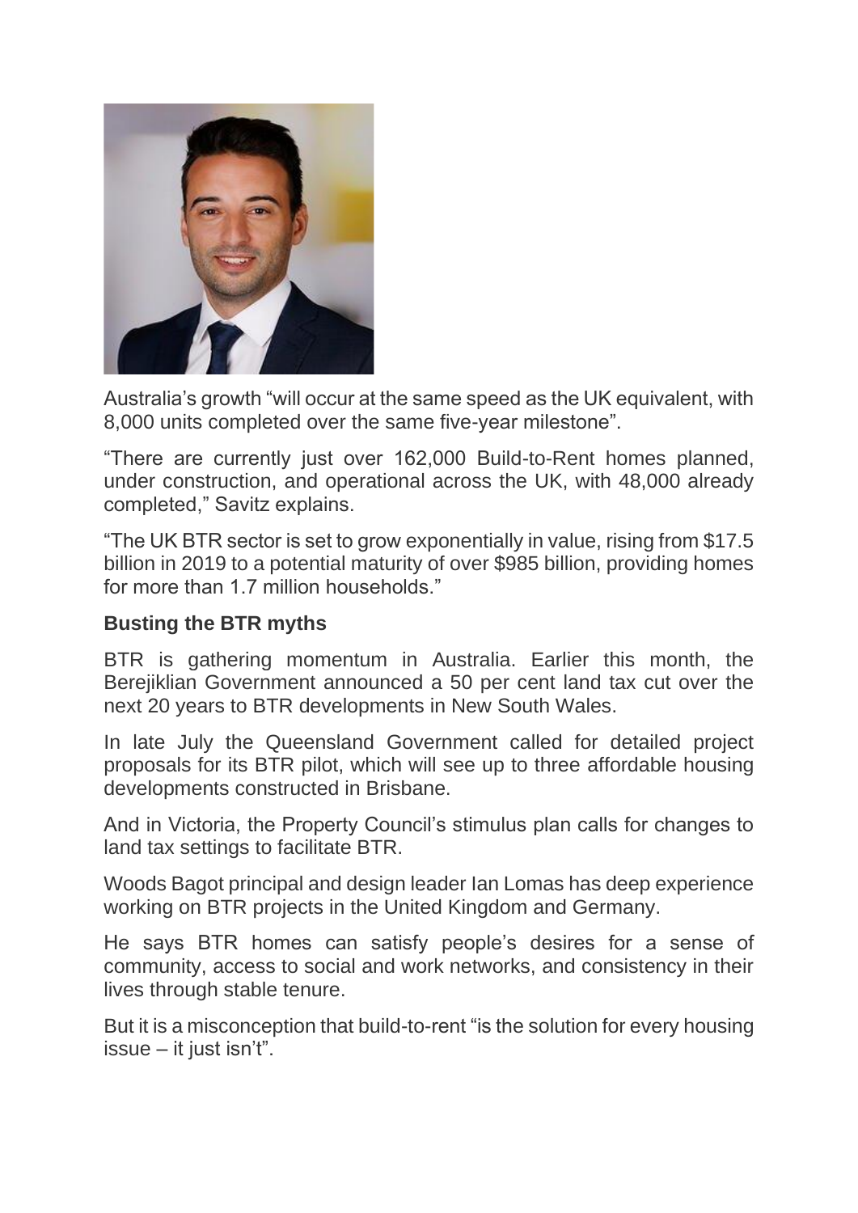Australia's growth "will occur at the same speed as the UK equivalent, with 8,000 units completed over the same five-year milestone".

"There are currently just over 162,000 Build-to-Rent homes planned, under construction, and operational across the UK, with 48,000 already completed," Savitz explains.

"The UK BTR sector is set to grow exponentially in value, rising from $17.5 billion in 2019 to a potential maturity of over $985 billion, providing homes for more than 1.7 million households."

**Busting the BTR myths**

BTR is gathering momentum in Australia. Earlier this month, the Berejiklian Government announced a 50 per cent land tax cut over the next 20 years to BTR developments in New South Wales.

In late July the Queensland Government called for detailed project proposals for its BTR pilot, which will see up to three affordable housing developments constructed in Brisbane.

And in Victoria, the Property Council's stimulus plan calls for changes to land tax settings to facilitate BTR.

Woods Bagot principal and design leader Ian Lomas has deep experience working on BTR projects in the United Kingdom and Germany.

He says BTR homes can satisfy people's desires for a sense of community, access to social and work networks, and consistency in their lives through stable tenure.

But it is a misconception that build-to-rent "is the solution for every housing issue – it just isn't".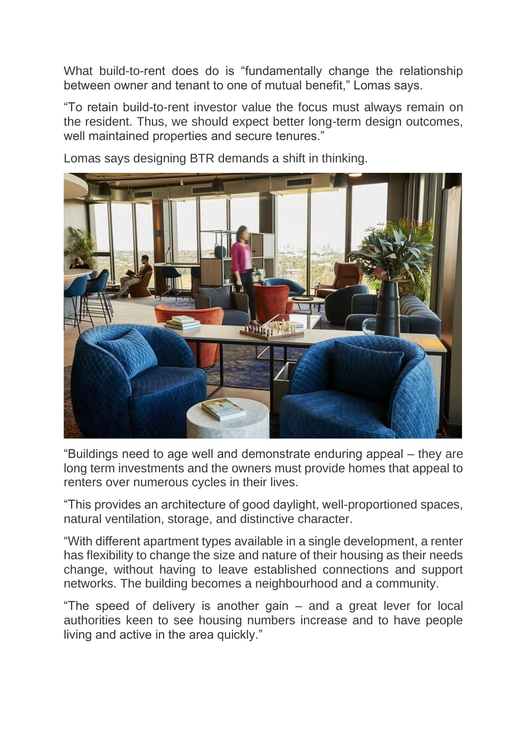What build-to-rent does do is "fundamentally change the relationship between owner and tenant to one of mutual benefit," Lomas says.

"To retain build-to-rent investor value the focus must always remain on the resident. Thus, we should expect better long-term design outcomes, well maintained properties and secure tenures."

Lomas says designing BTR demands a shift in thinking.

"Buildings need to age well and demonstrate enduring appeal – they are long term investments and the owners must provide homes that appeal to renters over numerous cycles in their lives.

"This provides an architecture of good daylight, well-proportioned spaces, natural ventilation, storage, and distinctive character.

"With different apartment types available in a single development, a renter has flexibility to change the size and nature of their housing as their needs change, without having to leave established connections and support networks. The building becomes a neighbourhood and a community.

"The speed of delivery is another gain – and a great lever for local authorities keen to see housing numbers increase and to have people living and active in the area quickly."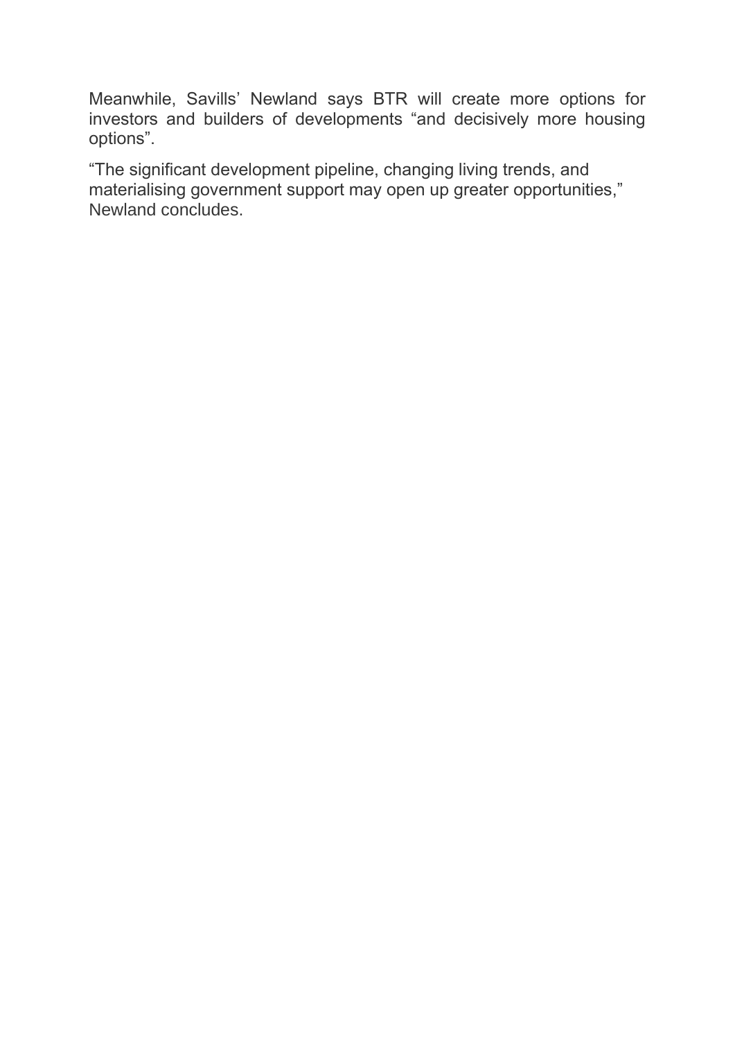Meanwhile, Savills' Newland says BTR will create more options for investors and builders of developments "and decisively more housing options".

"The significant development pipeline, changing living trends, and materialising government support may open up greater opportunities," Newland concludes.